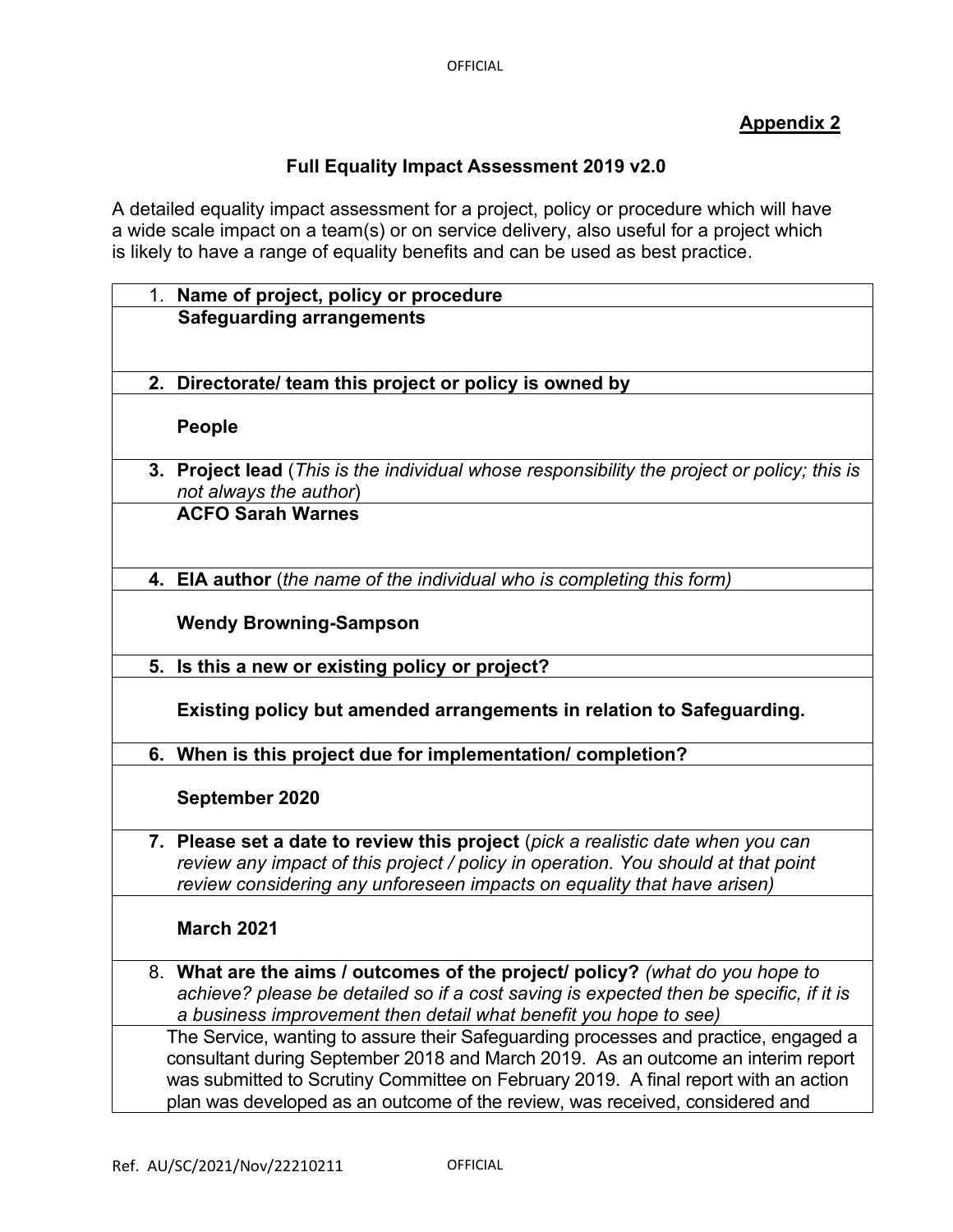**Appendix 2**

**Full Equality Impact Assessment 2019 v2.0**

A detailed equality impact assessment for a project, policy or procedure which will have a wide scale impact on a team(s) or on service delivery, also useful for a project which is likely to have a range of equality benefits and can be used as best practice.

| |
|---|
| 1. **Name of project, policy or procedure** |
| **Safeguarding arrangements** |
| 2. **Directorate/ team this project or policy is owned by** |
| **People** |
| 3. **Project lead** (*This is the individual whose responsibility the project or policy; this is not always the author*) |
| **ACFO Sarah Warnes** |
| 4. **EIA author** (*the name of the individual who is completing this form)* |
| **Wendy Browning-Sampson** |
| 5. **Is this a new or existing policy or project?** |
| **Existing policy but amended arrangements in relation to Safeguarding.** |
| 6. **When is this project due for implementation/ completion?** |
| **September 2020** |
| 7. **Please set a date to review this project** (*pick a realistic date when you can review any impact of this project / policy in operation. You should at that point review considering any unforeseen impacts on equality that have arisen)* |
| **March 2021** |
| 8. **What are the aims / outcomes of the project/ policy?** *(what do you hope to achieve? please be detailed so if a cost saving is expected then be specific, if it is a business improvement then detail what benefit you hope to see)* |
| The Service, wanting to assure their Safeguarding processes and practice, engaged a consultant during September 2018 and March 2019. As an outcome an interim report was submitted to Scrutiny Committee on February 2019. A final report with an action plan was developed as an outcome of the review, was received, considered and |

Ref. AU/SC/2021/Nov/22210211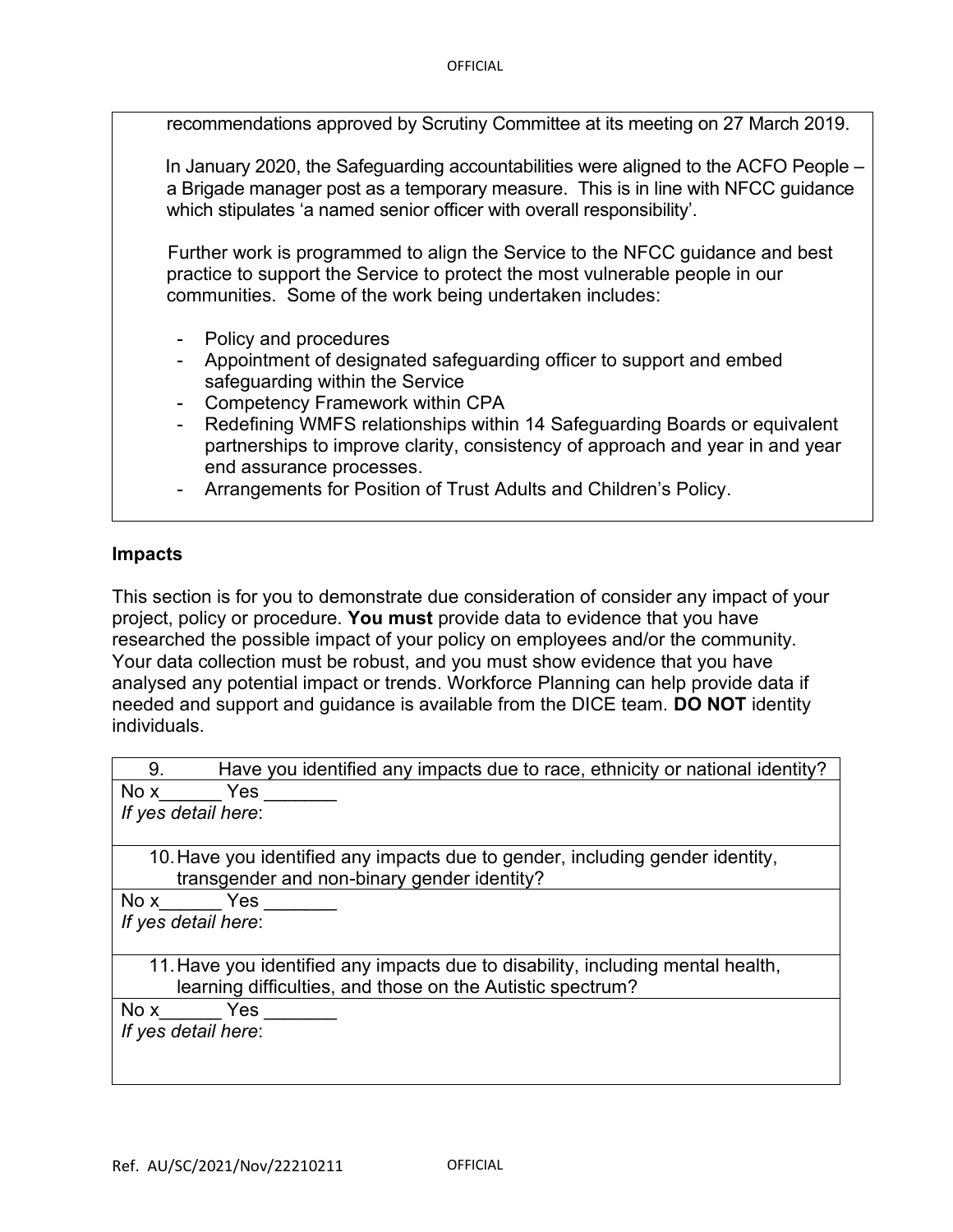recommendations approved by Scrutiny Committee at its meeting on 27 March 2019.

In January 2020, the Safeguarding accountabilities were aligned to the ACFO People – a Brigade manager post as a temporary measure. This is in line with NFCC guidance which stipulates 'a named senior officer with overall responsibility'.

Further work is programmed to align the Service to the NFCC guidance and best practice to support the Service to protect the most vulnerable people in our communities. Some of the work being undertaken includes:

- Policy and procedures
- Appointment of designated safeguarding officer to support and embed safeguarding within the Service
- Competency Framework within CPA
- Redefining WMFS relationships within 14 Safeguarding Boards or equivalent partnerships to improve clarity, consistency of approach and year in and year end assurance processes.
- Arrangements for Position of Trust Adults and Children's Policy.

## Impacts

This section is for you to demonstrate due consideration of consider any impact of your project, policy or procedure. **You must** provide data to evidence that you have researched the possible impact of your policy on employees and/or the community. Your data collection must be robust, and you must show evidence that you have analysed any potential impact or trends. Workforce Planning can help provide data if needed and support and guidance is available from the DICE team. **DO NOT** identity individuals.

| 9. Have you identified any impacts due to race, ethnicity or national identity? |
|---|
| No x______ Yes _______<br>*If yes detail here*: |
| 10. Have you identified any impacts due to gender, including gender identity, transgender and non-binary gender identity? |
| No x______ Yes _______<br>*If yes detail here*: |
| 11. Have you identified any impacts due to disability, including mental health, learning difficulties, and those on the Autistic spectrum? |
| No x______ Yes _______<br>*If yes detail here*: |

Ref. AU/SC/2021/Nov/22210211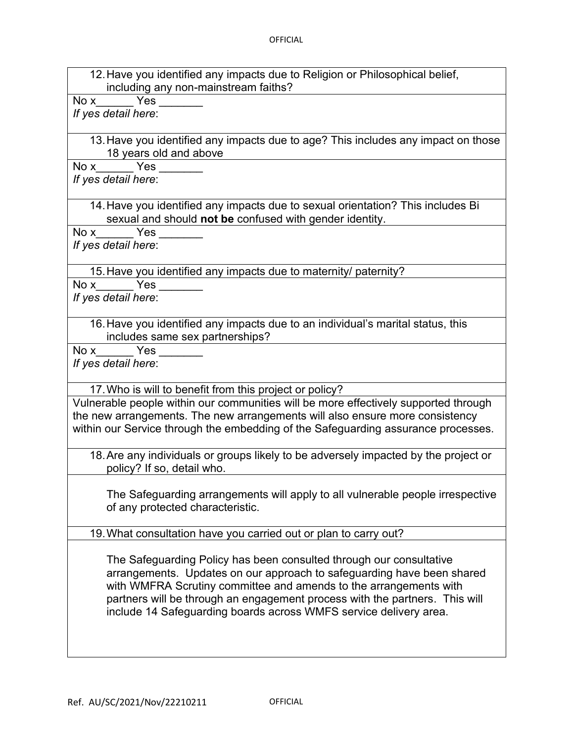12. Have you identified any impacts due to Religion or Philosophical belief, including any non-mainstream faiths?

No x______ Yes _______

*If yes detail here*:

13. Have you identified any impacts due to age? This includes any impact on those 18 years old and above

No x______ Yes _______

*If yes detail here*:

14. Have you identified any impacts due to sexual orientation? This includes Bi sexual and should **not be** confused with gender identity.

No x______ Yes _______

*If yes detail here*:

15. Have you identified any impacts due to maternity/ paternity?

No x______ Yes _______

*If yes detail here*:

16. Have you identified any impacts due to an individual's marital status, this includes same sex partnerships?

No x______ Yes _______

*If yes detail here*:

17. Who is will to benefit from this project or policy?

Vulnerable people within our communities will be more effectively supported through the new arrangements. The new arrangements will also ensure more consistency within our Service through the embedding of the Safeguarding assurance processes.

18. Are any individuals or groups likely to be adversely impacted by the project or policy? If so, detail who.

The Safeguarding arrangements will apply to all vulnerable people irrespective of any protected characteristic.

19. What consultation have you carried out or plan to carry out?

The Safeguarding Policy has been consulted through our consultative arrangements. Updates on our approach to safeguarding have been shared with WMFRA Scrutiny committee and amends to the arrangements with partners will be through an engagement process with the partners. This will include 14 Safeguarding boards across WMFS service delivery area.

Ref. AU/SC/2021/Nov/22210211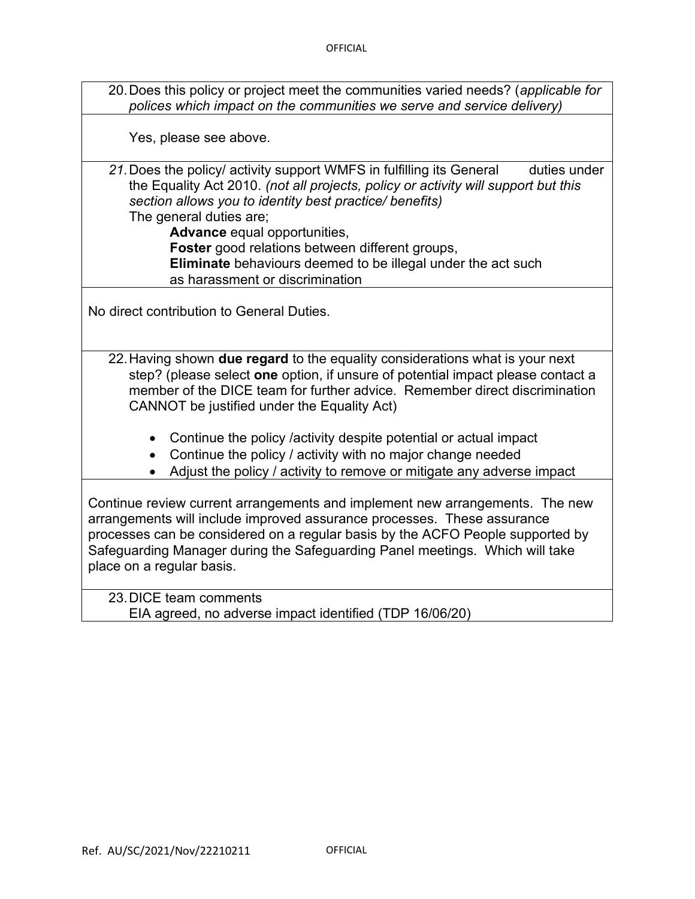20. Does this policy or project meet the communities varied needs? (*applicable for polices which impact on the communities we serve and service delivery)*

Yes, please see above.

*21.* Does the policy/ activity support WMFS in fulfilling its General duties under the Equality Act 2010. *(not all projects, policy or activity will support but this section allows you to identity best practice/ benefits)*
The general duties are;
**Advance** equal opportunities,
**Foster** good relations between different groups,
**Eliminate** behaviours deemed to be illegal under the act such as harassment or discrimination

No direct contribution to General Duties.

22. Having shown **due regard** to the equality considerations what is your next step? (please select **one** option, if unsure of potential impact please contact a member of the DICE team for further advice. Remember direct discrimination CANNOT be justified under the Equality Act)

- Continue the policy /activity despite potential or actual impact
- Continue the policy / activity with no major change needed
- Adjust the policy / activity to remove or mitigate any adverse impact

Continue review current arrangements and implement new arrangements. The new arrangements will include improved assurance processes. These assurance processes can be considered on a regular basis by the ACFO People supported by Safeguarding Manager during the Safeguarding Panel meetings. Which will take place on a regular basis.

23. DICE team comments
EIA agreed, no adverse impact identified (TDP 16/06/20)